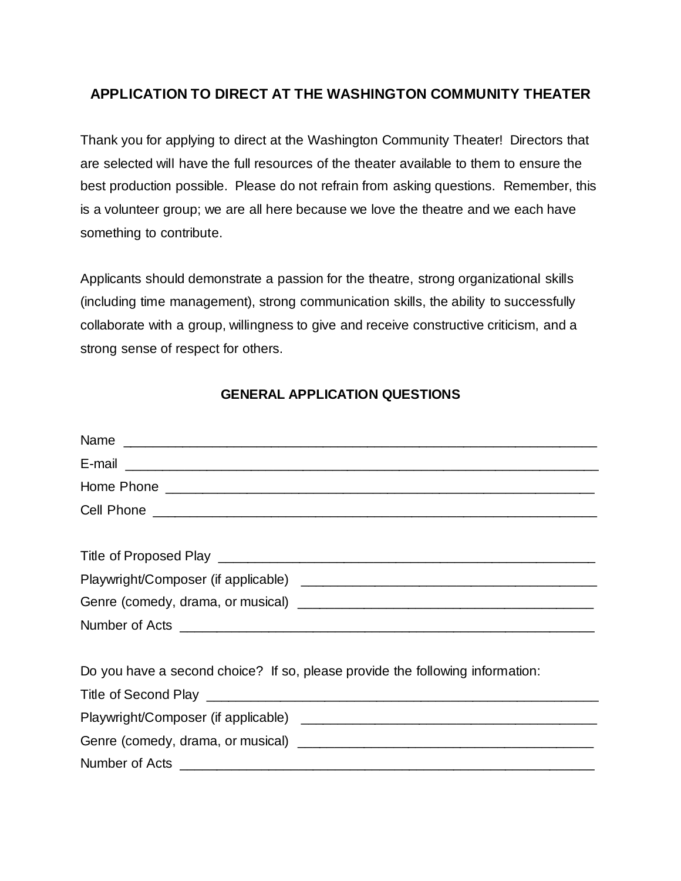# APPLICATION TO DIRECT AT THE WASHINGTON COMMUNITY THEATER

Thank you for applying to direct at the Washington Community Theater! Directors that are selected will have the full resources of the theater available to them to ensure the best production possible. Please do not refrain from asking questions. Remember, this is a volunteer group; we are all here because we love the theatre and we each have something to contribute.

Applicants should demonstrate a passion for the theatre, strong organizational skills (including time management), strong communication skills, the ability to successfully collaborate with a group, willingness to give and receive constructive criticism, and a strong sense of respect for others.

## GENERAL APPLICATION QUESTIONS

Name ______________________________________________________________

E-mail ______________________________________________________________

Home Phone ________________________________________________________

Cell Phone __________________________________________________________

Title of Proposed Play _______________________________________________

Playwright/Composer (if applicable) ____________________________________

Genre (comedy, drama, or musical) ____________________________________

Number of Acts _____________________________________________________

Do you have a second choice? If so, please provide the following information:

Title of Second Play _________________________________________________

Playwright/Composer (if applicable) ____________________________________

Genre (comedy, drama, or musical) ____________________________________

Number of Acts _____________________________________________________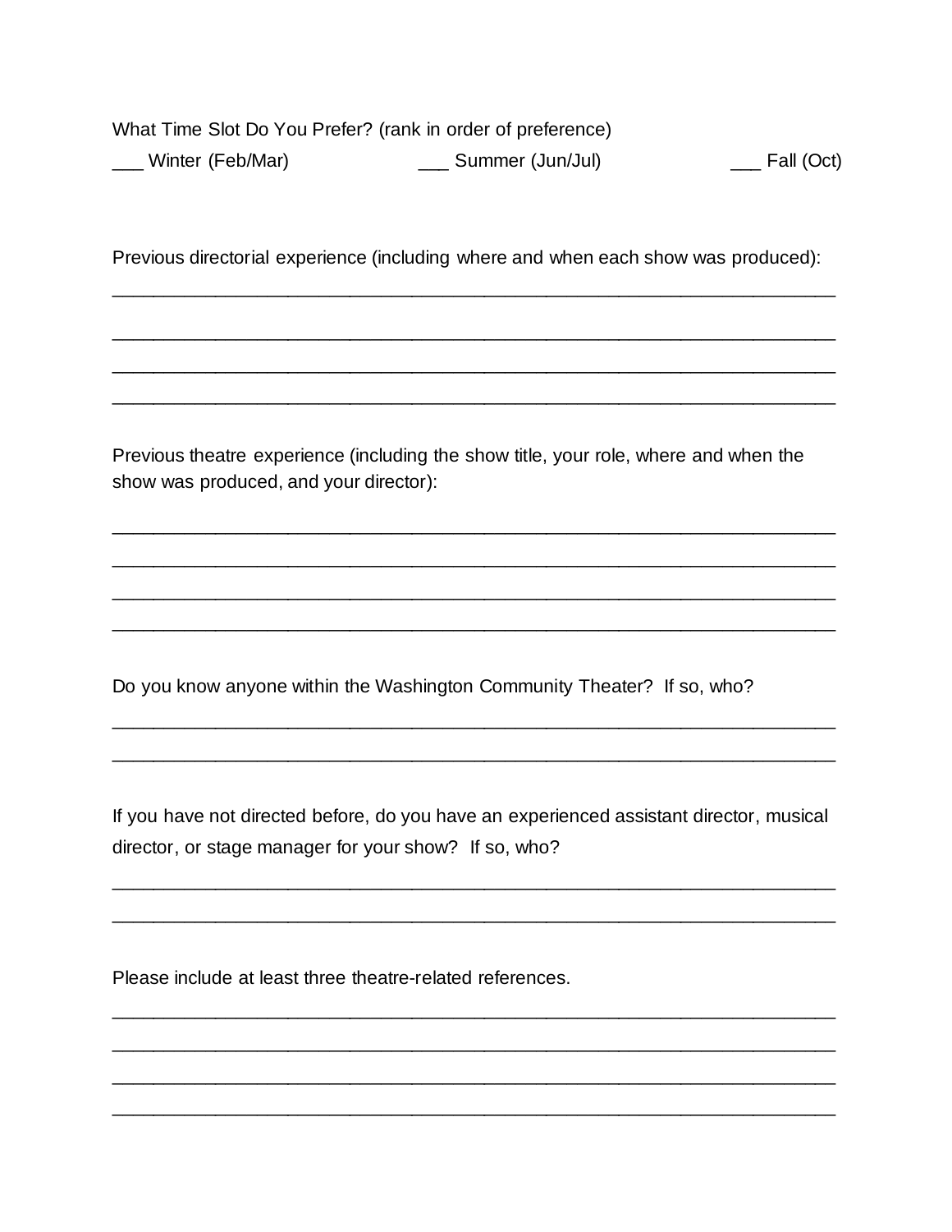What Time Slot Do You Prefer? (rank in order of preference)

___ Winter (Feb/Mar) ___ Summer (Jun/Jul) ___ Fall (Oct)

Previous directorial experience (including where and when each show was produced):

_______________________________________________________________________

_______________________________________________________________________

_______________________________________________________________________

_______________________________________________________________________

Previous theatre experience (including the show title, your role, where and when the show was produced, and your director):

_______________________________________________________________________

_______________________________________________________________________

_______________________________________________________________________

_______________________________________________________________________

Do you know anyone within the Washington Community Theater? If so, who?

_______________________________________________________________________

_______________________________________________________________________

If you have not directed before, do you have an experienced assistant director, musical director, or stage manager for your show? If so, who?

_______________________________________________________________________

_______________________________________________________________________

Please include at least three theatre-related references.

_______________________________________________________________________

_______________________________________________________________________

_______________________________________________________________________

_______________________________________________________________________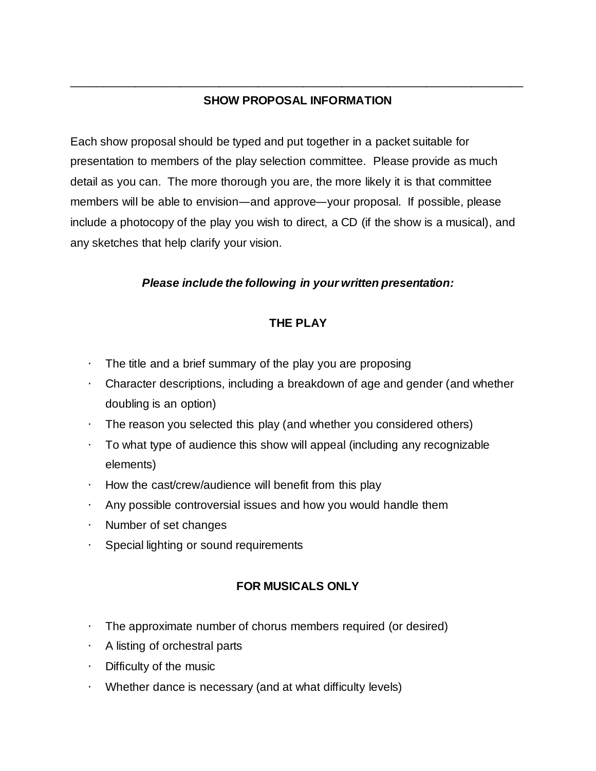## SHOW PROPOSAL INFORMATION

Each show proposal should be typed and put together in a packet suitable for presentation to members of the play selection committee. Please provide as much detail as you can. The more thorough you are, the more likely it is that committee members will be able to envision—and approve—your proposal. If possible, please include a photocopy of the play you wish to direct, a CD (if the show is a musical), and any sketches that help clarify your vision.

***Please include the following in your written presentation:***

### THE PLAY

- The title and a brief summary of the play you are proposing
- Character descriptions, including a breakdown of age and gender (and whether doubling is an option)
- The reason you selected this play (and whether you considered others)
- To what type of audience this show will appeal (including any recognizable elements)
- How the cast/crew/audience will benefit from this play
- Any possible controversial issues and how you would handle them
- Number of set changes
- Special lighting or sound requirements

### FOR MUSICALS ONLY

- The approximate number of chorus members required (or desired)
- A listing of orchestral parts
- Difficulty of the music
- Whether dance is necessary (and at what difficulty levels)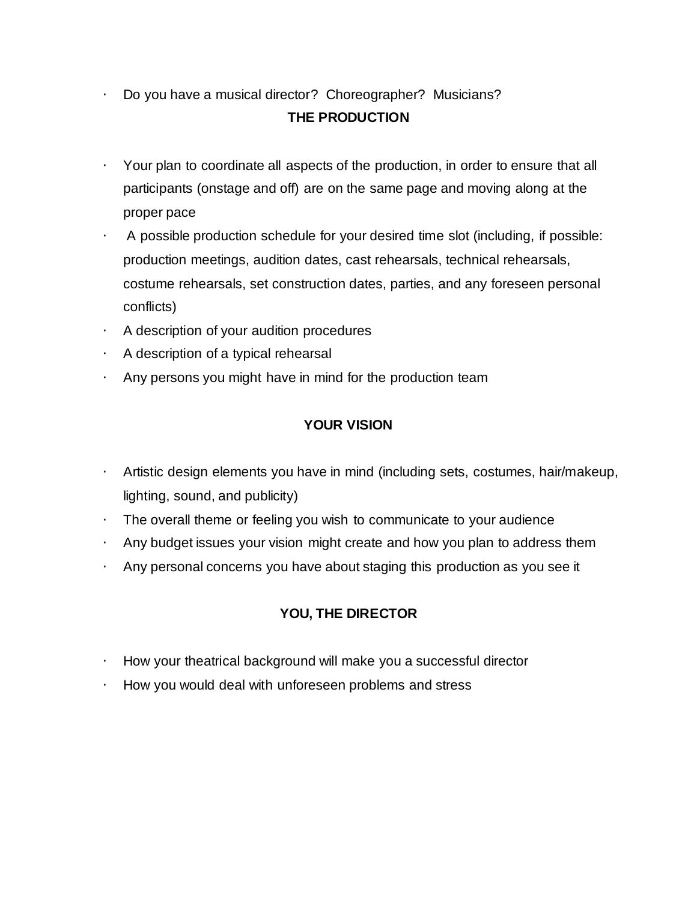- Do you have a musical director? Choreographer? Musicians?

## THE PRODUCTION

- Your plan to coordinate all aspects of the production, in order to ensure that all participants (onstage and off) are on the same page and moving along at the proper pace
- A possible production schedule for your desired time slot (including, if possible: production meetings, audition dates, cast rehearsals, technical rehearsals, costume rehearsals, set construction dates, parties, and any foreseen personal conflicts)
- A description of your audition procedures
- A description of a typical rehearsal
- Any persons you might have in mind for the production team

## YOUR VISION

- Artistic design elements you have in mind (including sets, costumes, hair/makeup, lighting, sound, and publicity)
- The overall theme or feeling you wish to communicate to your audience
- Any budget issues your vision might create and how you plan to address them
- Any personal concerns you have about staging this production as you see it

## YOU, THE DIRECTOR

- How your theatrical background will make you a successful director
- How you would deal with unforeseen problems and stress